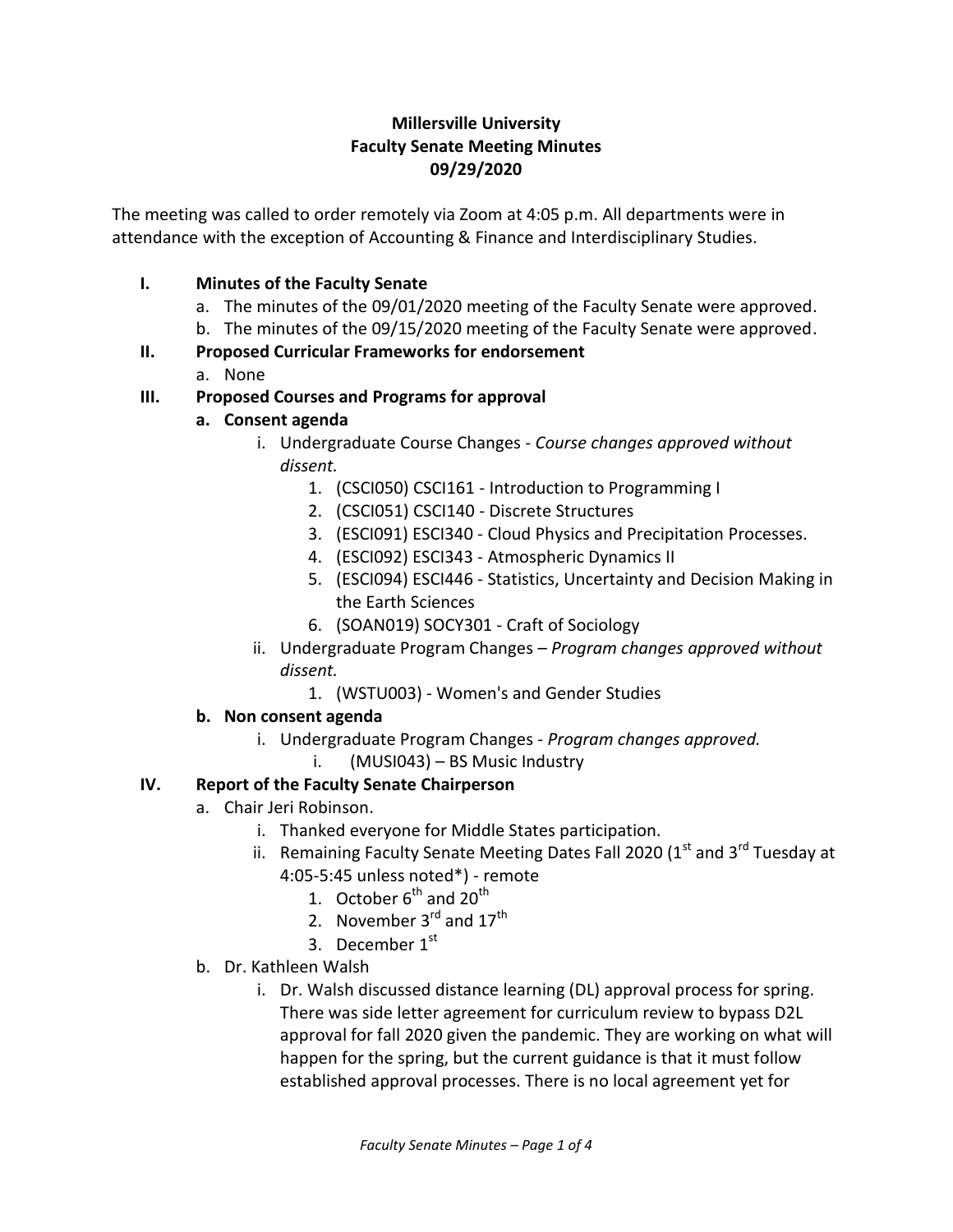**Millersville University**
**Faculty Senate Meeting Minutes**
**09/29/2020**

The meeting was called to order remotely via Zoom at 4:05 p.m. All departments were in attendance with the exception of Accounting & Finance and Interdisciplinary Studies.

**I. Minutes of the Faculty Senate**

a. The minutes of the 09/01/2020 meeting of the Faculty Senate were approved.
b. The minutes of the 09/15/2020 meeting of the Faculty Senate were approved.

**II. Proposed Curricular Frameworks for endorsement**

a. None

**III. Proposed Courses and Programs for approval**

**a. Consent agenda**

i. Undergraduate Course Changes - *Course changes approved without dissent.*
   1. (CSCI050) CSCI161 - Introduction to Programming I
   2. (CSCI051) CSCI140 - Discrete Structures
   3. (ESCI091) ESCI340 - Cloud Physics and Precipitation Processes.
   4. (ESCI092) ESCI343 - Atmospheric Dynamics II
   5. (ESCI094) ESCI446 - Statistics, Uncertainty and Decision Making in the Earth Sciences
   6. (SOAN019) SOCY301 - Craft of Sociology

ii. Undergraduate Program Changes – *Program changes approved without dissent.*
   1. (WSTU003) - Women's and Gender Studies

**b. Non consent agenda**

i. Undergraduate Program Changes - *Program changes approved.*
   i. (MUSI043) – BS Music Industry

**IV. Report of the Faculty Senate Chairperson**

a. Chair Jeri Robinson.
   i. Thanked everyone for Middle States participation.
   ii. Remaining Faculty Senate Meeting Dates Fall 2020 (1st and 3rd Tuesday at 4:05-5:45 unless noted*) - remote
      1. October 6th and 20th
      2. November 3rd and 17th
      3. December 1st

b. Dr. Kathleen Walsh
   i. Dr. Walsh discussed distance learning (DL) approval process for spring. There was side letter agreement for curriculum review to bypass D2L approval for fall 2020 given the pandemic. They are working on what will happen for the spring, but the current guidance is that it must follow established approval processes. There is no local agreement yet for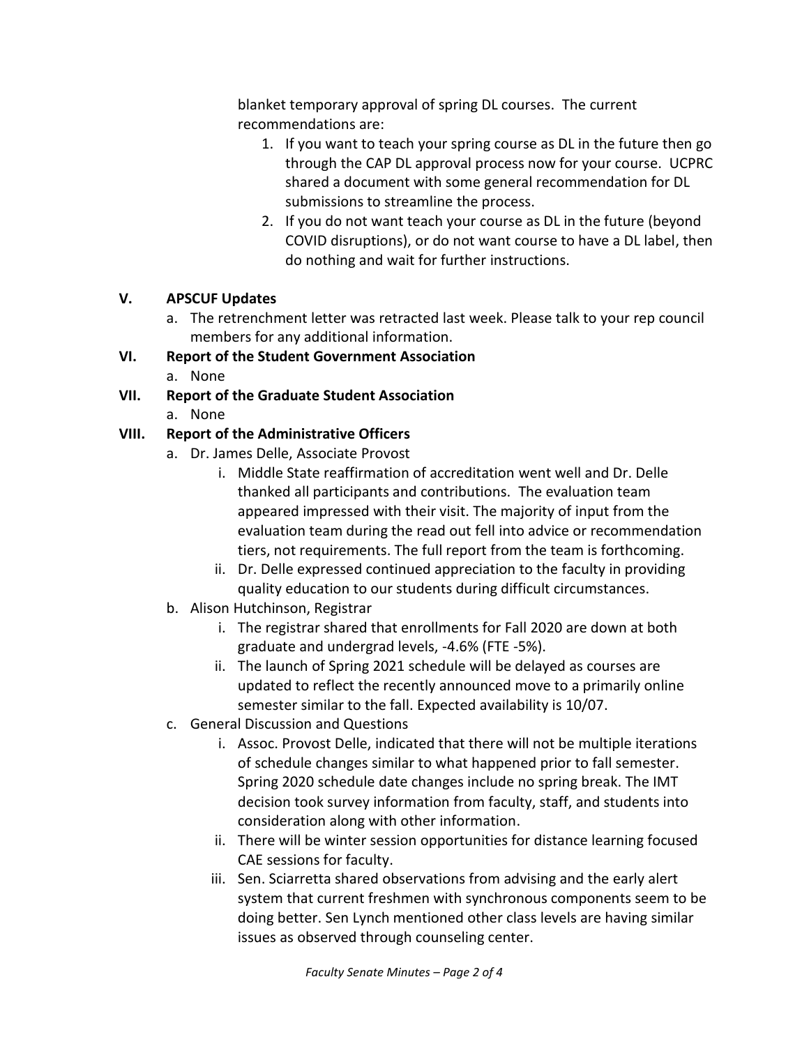blanket temporary approval of spring DL courses. The current recommendations are:

1. If you want to teach your spring course as DL in the future then go through the CAP DL approval process now for your course. UCPRC shared a document with some general recommendation for DL submissions to streamline the process.
2. If you do not want teach your course as DL in the future (beyond COVID disruptions), or do not want course to have a DL label, then do nothing and wait for further instructions.

**V. APSCUF Updates**

a. The retrenchment letter was retracted last week. Please talk to your rep council members for any additional information.

**VI. Report of the Student Government Association**

a. None

**VII. Report of the Graduate Student Association**

a. None

**VIII. Report of the Administrative Officers**

a. Dr. James Delle, Associate Provost
   i. Middle State reaffirmation of accreditation went well and Dr. Delle thanked all participants and contributions. The evaluation team appeared impressed with their visit. The majority of input from the evaluation team during the read out fell into advice or recommendation tiers, not requirements. The full report from the team is forthcoming.
   ii. Dr. Delle expressed continued appreciation to the faculty in providing quality education to our students during difficult circumstances.

b. Alison Hutchinson, Registrar
   i. The registrar shared that enrollments for Fall 2020 are down at both graduate and undergrad levels, -4.6% (FTE -5%).
   ii. The launch of Spring 2021 schedule will be delayed as courses are updated to reflect the recently announced move to a primarily online semester similar to the fall. Expected availability is 10/07.

c. General Discussion and Questions
   i. Assoc. Provost Delle, indicated that there will not be multiple iterations of schedule changes similar to what happened prior to fall semester. Spring 2020 schedule date changes include no spring break. The IMT decision took survey information from faculty, staff, and students into consideration along with other information.
   ii. There will be winter session opportunities for distance learning focused CAE sessions for faculty.
   iii. Sen. Sciarretta shared observations from advising and the early alert system that current freshmen with synchronous components seem to be doing better. Sen Lynch mentioned other class levels are having similar issues as observed through counseling center.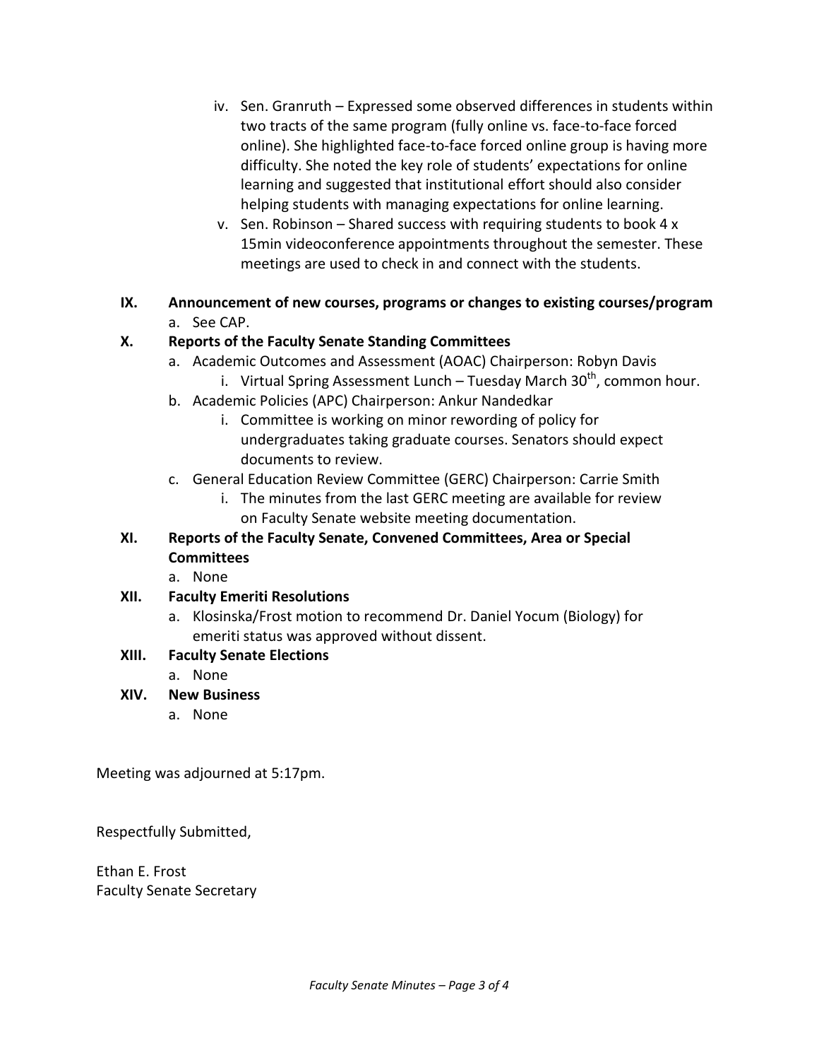iv. Sen. Granruth – Expressed some observed differences in students within two tracts of the same program (fully online vs. face-to-face forced online). She highlighted face-to-face forced online group is having more difficulty. She noted the key role of students' expectations for online learning and suggested that institutional effort should also consider helping students with managing expectations for online learning.

v. Sen. Robinson – Shared success with requiring students to book 4 x 15min videoconference appointments throughout the semester. These meetings are used to check in and connect with the students.

**IX. Announcement of new courses, programs or changes to existing courses/program**

a. See CAP.

**X. Reports of the Faculty Senate Standing Committees**

a. Academic Outcomes and Assessment (AOAC) Chairperson: Robyn Davis
   i. Virtual Spring Assessment Lunch – Tuesday March 30th, common hour.

b. Academic Policies (APC) Chairperson: Ankur Nandedkar
   i. Committee is working on minor rewording of policy for undergraduates taking graduate courses. Senators should expect documents to review.

c. General Education Review Committee (GERC) Chairperson: Carrie Smith
   i. The minutes from the last GERC meeting are available for review on Faculty Senate website meeting documentation.

**XI. Reports of the Faculty Senate, Convened Committees, Area or Special Committees**

a. None

**XII. Faculty Emeriti Resolutions**

a. Klosinska/Frost motion to recommend Dr. Daniel Yocum (Biology) for emeriti status was approved without dissent.

**XIII. Faculty Senate Elections**

a. None

**XIV. New Business**

a. None

Meeting was adjourned at 5:17pm.

Respectfully Submitted,

Ethan E. Frost
Faculty Senate Secretary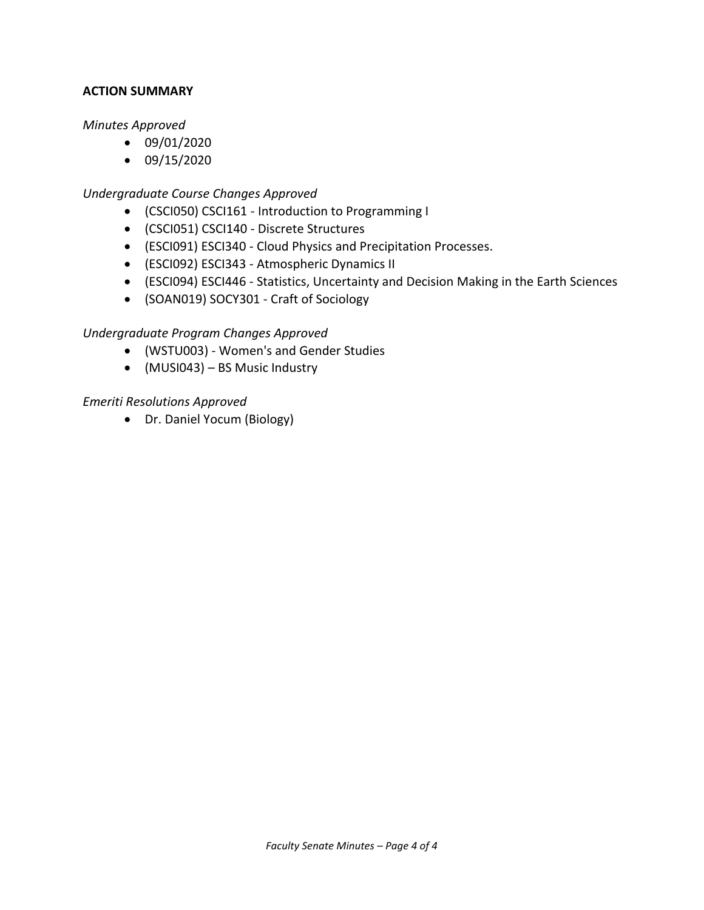## ACTION SUMMARY

*Minutes Approved*

- 09/01/2020
- 09/15/2020

*Undergraduate Course Changes Approved*

- (CSCI050) CSCI161 - Introduction to Programming I
- (CSCI051) CSCI140 - Discrete Structures
- (ESCI091) ESCI340 - Cloud Physics and Precipitation Processes.
- (ESCI092) ESCI343 - Atmospheric Dynamics II
- (ESCI094) ESCI446 - Statistics, Uncertainty and Decision Making in the Earth Sciences
- (SOAN019) SOCY301 - Craft of Sociology

*Undergraduate Program Changes Approved*

- (WSTU003) - Women's and Gender Studies
- (MUSI043) – BS Music Industry

*Emeriti Resolutions Approved*

- Dr. Daniel Yocum (Biology)